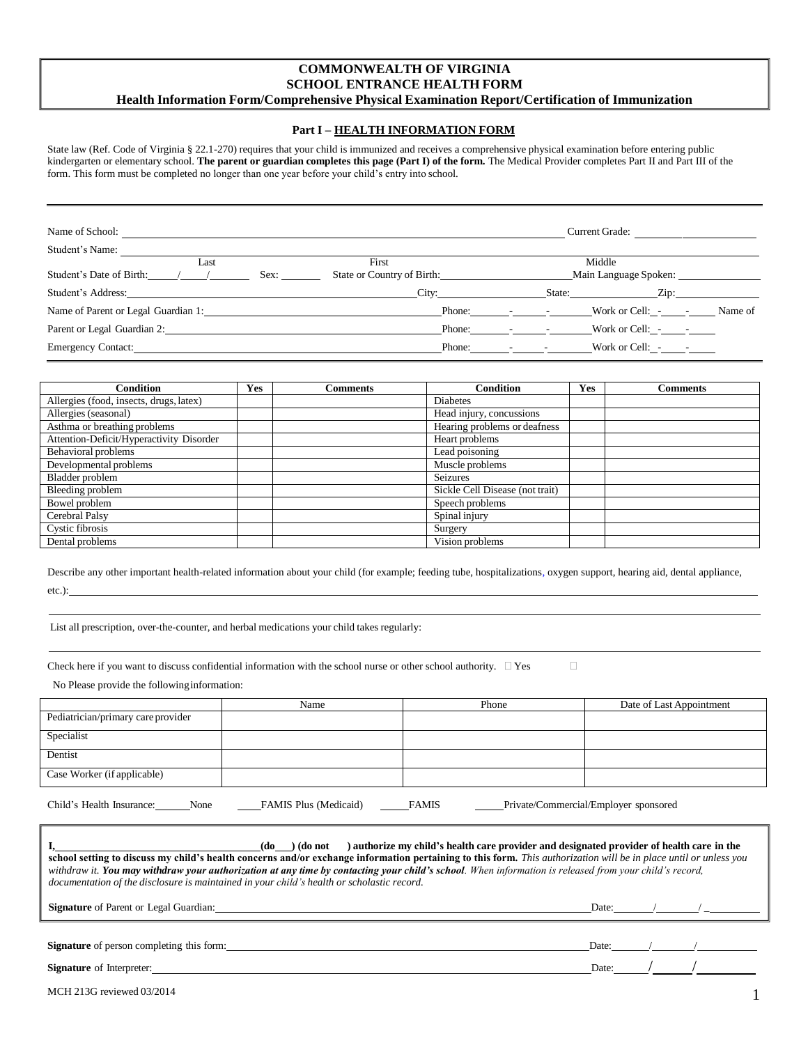# COMMONWEALTH OF VIRGINIA
# SCHOOL ENTRANCE HEALTH FORM
## Health Information Form/Comprehensive Physical Examination Report/Certification of Immunization

### Part I – HEALTH INFORMATION FORM

State law (Ref. Code of Virginia § 22.1-270) requires that your child is immunized and receives a comprehensive physical examination before entering public kindergarten or elementary school. **The parent or guardian completes this page (Part I) of the form.** The Medical Provider completes Part II and Part III of the form. This form must be completed no longer than one year before your child's entry into school.

---

Name of School: ______________________________ Current Grade: __________

Student's Name: ______________________________
Last First Middle

Student's Date of Birth: ____/____/____ Sex: ______ State or Country of Birth: ____________ Main Language Spoken: ____________

Student's Address: ______________________ City: __________ State: ______ Zip: ________

Name of Parent or Legal Guardian 1: ______________________ Phone: ____-____-____ Work or Cell: __-____-____ Name of

Parent or Legal Guardian 2: ______________________ Phone: ____-____-____ Work or Cell: __-____-____

Emergency Contact: ______________________ Phone: ____-____-____ Work or Cell: __-____-____

| Condition | Yes | Comments | Condition | Yes | Comments |
|---|---|---|---|---|---|
| Allergies (food, insects, drugs, latex) | | | Diabetes | | |
| Allergies (seasonal) | | | Head injury, concussions | | |
| Asthma or breathing problems | | | Hearing problems or deafness | | |
| Attention-Deficit/Hyperactivity Disorder | | | Heart problems | | |
| Behavioral problems | | | Lead poisoning | | |
| Developmental problems | | | Muscle problems | | |
| Bladder problem | | | Seizures | | |
| Bleeding problem | | | Sickle Cell Disease (not trait) | | |
| Bowel problem | | | Speech problems | | |
| Cerebral Palsy | | | Spinal injury | | |
| Cystic fibrosis | | | Surgery | | |
| Dental problems | | | Vision problems | | |

Describe any other important health-related information about your child (for example; feeding tube, hospitalizations, oxygen support, hearing aid, dental appliance, etc.): ______________________________

List all prescription, over-the-counter, and herbal medications your child takes regularly: ______________________________

Check here if you want to discuss confidential information with the school nurse or other school authority. ☐ Yes ☐ No Please provide the following information:

| | Name | Phone | Date of Last Appointment |
|---|---|---|---|
| Pediatrician/primary care provider | | | |
| Specialist | | | |
| Dentist | | | |
| Case Worker (if applicable) | | | |

Child's Health Insurance: ____None ____FAMIS Plus (Medicaid) ____FAMIS ____Private/Commercial/Employer sponsored

**I, ______________________ (do___) (do not ___) authorize my child's health care provider and designated provider of health care in the school setting to discuss my child's health concerns and/or exchange information pertaining to this form.** *This authorization will be in place until or unless you withdraw it.* ***You may withdraw your authorization at any time by contacting your child's school****. When information is released from your child's record, documentation of the disclosure is maintained in your child's health or scholastic record.*

**Signature** of Parent or Legal Guardian: ______________________ Date: ____/____/____

**Signature** of person completing this form: ______________________ Date: ____/____/____

**Signature** of Interpreter: ______________________ Date: ____/____/____

MCH 213G reviewed 03/2014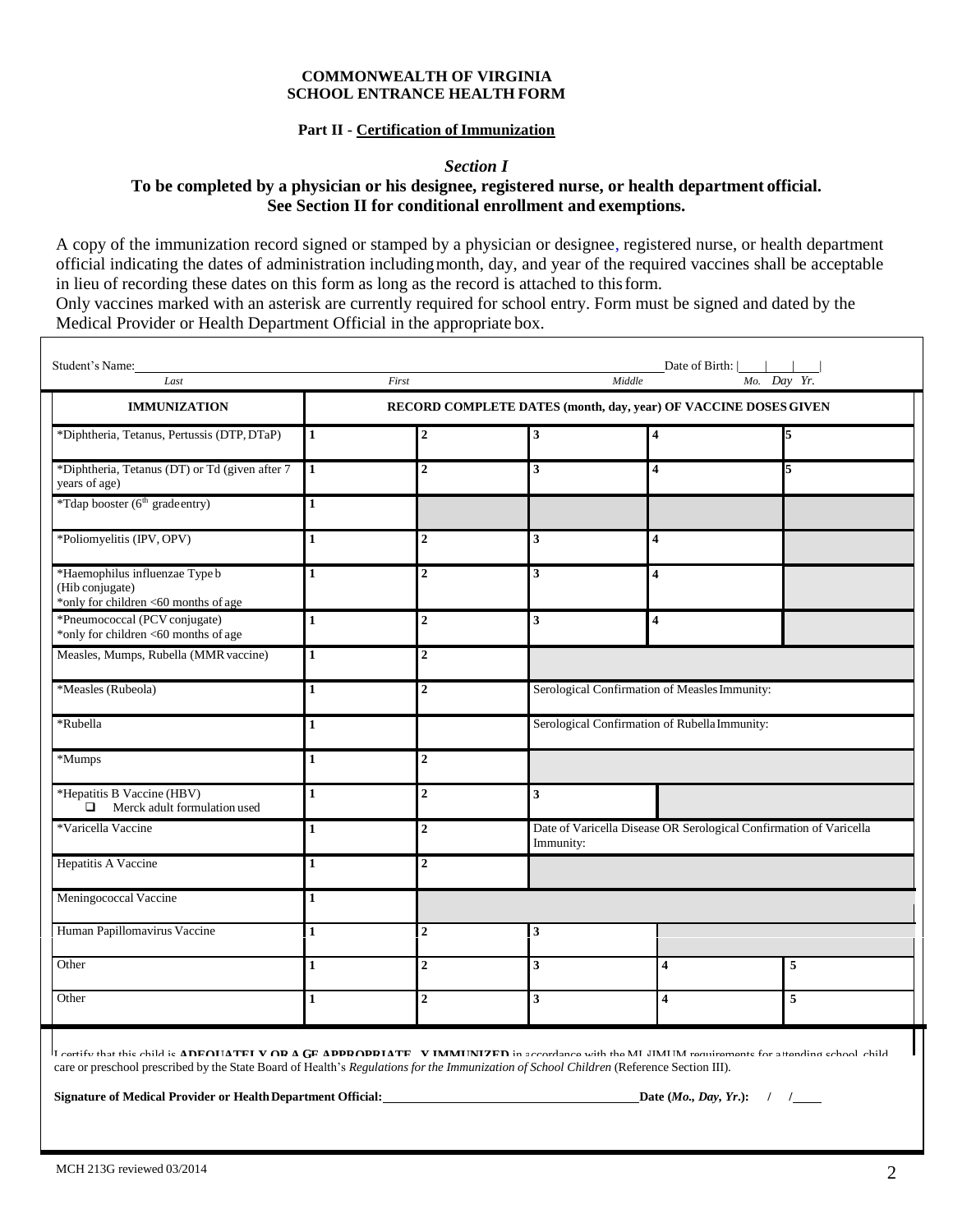**COMMONWEALTH OF VIRGINIA**
**SCHOOL ENTRANCE HEALTH FORM**

**Part II - Certification of Immunization**

***Section I***

### To be completed by a physician or his designee, registered nurse, or health department official. See Section II for conditional enrollment and exemptions.

A copy of the immunization record signed or stamped by a physician or designee, registered nurse, or health department official indicating the dates of administration including month, day, and year of the required vaccines shall be acceptable in lieu of recording these dates on this form as long as the record is attached to this form.
Only vaccines marked with an asterisk are currently required for school entry. Form must be signed and dated by the Medical Provider or Health Department Official in the appropriate box.

Student's Name: ______________________________ (Last / First / Middle) Date of Birth: |____|____|____| (Mo. Day Yr.)

| IMMUNIZATION | RECORD COMPLETE DATES (month, day, year) OF VACCINE DOSES GIVEN | | | | |
|---|---|---|---|---|---|
| *Diphtheria, Tetanus, Pertussis (DTP, DTaP) | 1 | 2 | 3 | 4 | 5 |
| *Diphtheria, Tetanus (DT) or Td (given after 7 years of age) | 1 | 2 | 3 | 4 | 5 |
| *Tdap booster (6th grade entry) | 1 | | | | |
| *Poliomyelitis (IPV, OPV) | 1 | 2 | 3 | 4 | |
| *Haemophilus influenzae Type b (Hib conjugate) *only for children <60 months of age | 1 | 2 | 3 | 4 | |
| *Pneumococcal (PCV conjugate) *only for children <60 months of age | 1 | 2 | 3 | 4 | |
| Measles, Mumps, Rubella (MMR vaccine) | 1 | 2 | | | |
| *Measles (Rubeola) | 1 | 2 | Serological Confirmation of Measles Immunity: | | |
| *Rubella | 1 | | Serological Confirmation of Rubella Immunity: | | |
| *Mumps | 1 | 2 | | | |
| *Hepatitis B Vaccine (HBV) ☐ Merck adult formulation used | 1 | 2 | 3 | | |
| *Varicella Vaccine | 1 | 2 | Date of Varicella Disease OR Serological Confirmation of Varicella Immunity: | | |
| Hepatitis A Vaccine | 1 | 2 | | | |
| Meningococcal Vaccine | 1 | | | | |
| Human Papillomavirus Vaccine | 1 | 2 | 3 | | |
| Other | 1 | 2 | 3 | 4 | 5 |
| Other | 1 | 2 | 3 | 4 | 5 |

I certify that this child is **ADEQUATELY OR AGE APPROPRIATELY IMMUNIZED** in accordance with the MINIMUM requirements for attending school, child care or preschool prescribed by the State Board of Health's *Regulations for the Immunization of School Children* (Reference Section III).

**Signature of Medical Provider or Health Department Official:** ______________________________ **Date (*Mo., Day, Yr.*): / /**

MCH 213G reviewed 03/2014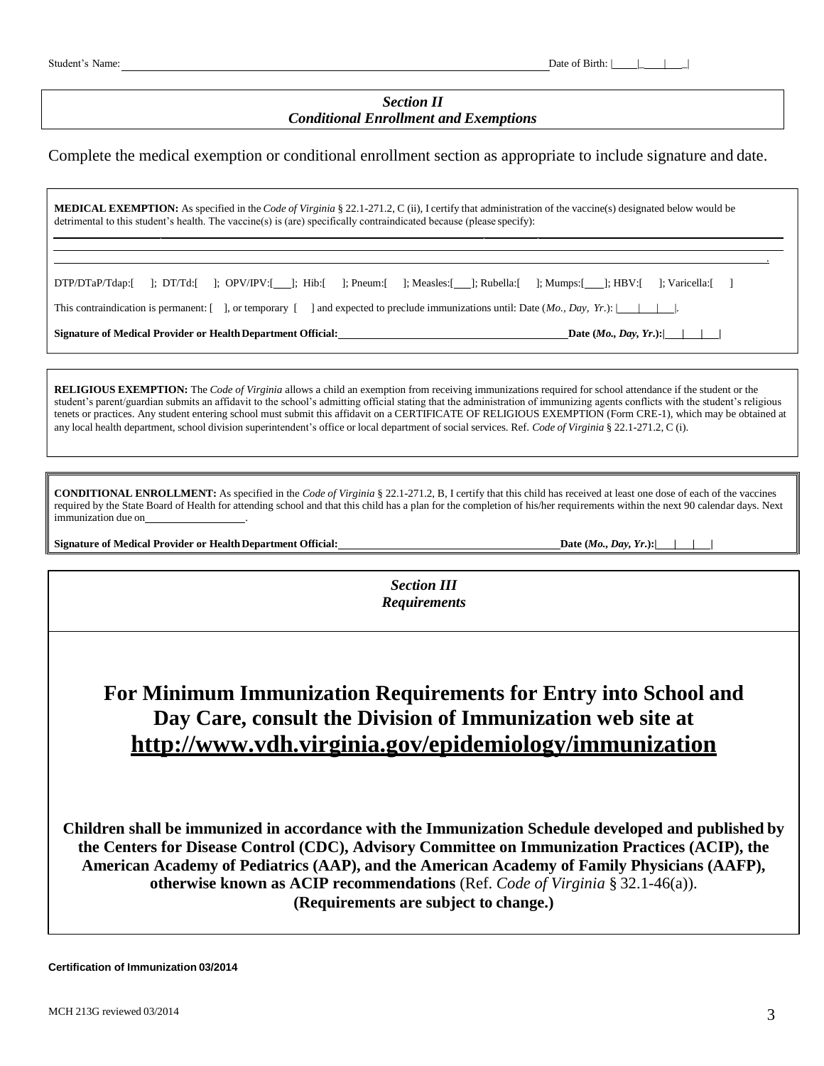Student's Name: \_\_\_\_\_\_\_\_\_\_\_\_\_\_\_\_\_\_\_\_\_\_\_\_\_\_\_\_\_\_\_\_\_\_\_\_\_\_\_\_ Date of Birth: |\_\_\_\_|\_\_\_\_|\_\_\_\_|

## *Section II*
## *Conditional Enrollment and Exemptions*

Complete the medical exemption or conditional enrollment section as appropriate to include signature and date.

**MEDICAL EXEMPTION:** As specified in the *Code of Virginia* § 22.1-271.2, C (ii), I certify that administration of the vaccine(s) designated below would be detrimental to this student's health. The vaccine(s) is (are) specifically contraindicated because (please specify):

\_\_\_\_\_\_\_\_\_\_\_\_\_\_\_\_\_\_\_\_\_\_\_\_\_\_\_\_\_\_\_\_\_\_\_\_\_\_\_\_\_\_\_\_\_\_\_\_\_\_\_\_\_\_\_\_\_\_\_\_\_\_\_\_\_\_\_\_\_\_\_\_\_\_

\_\_\_\_\_\_\_\_\_\_\_\_\_\_\_\_\_\_\_\_\_\_\_\_\_\_\_\_\_\_\_\_\_\_\_\_\_\_\_\_\_\_\_\_\_\_\_\_\_\_\_\_\_\_\_\_\_\_\_\_\_\_\_\_\_\_\_\_\_\_\_\_\_\_.

DTP/DTaP/Tdap:[ ]; DT/Td:[ ]; OPV/IPV:[ ]; Hib:[ ]; Pneum:[ ]; Measles:[ ]; Rubella:[ ]; Mumps:[ ]; HBV:[ ]; Varicella:[ ]

This contraindication is permanent: [ ], or temporary [ ] and expected to preclude immunizations until: Date (*Mo., Day, Yr*.): |\_\_\_|\_\_\_|\_\_\_|.

**Signature of Medical Provider or Health Department Official:** \_\_\_\_\_\_\_\_\_\_\_\_\_\_\_\_\_\_\_\_\_\_\_\_\_\_\_\_ **Date (*Mo., Day, Yr*.):|\_\_\_|\_\_\_|\_\_\_|**

**RELIGIOUS EXEMPTION:** The *Code of Virginia* allows a child an exemption from receiving immunizations required for school attendance if the student or the student's parent/guardian submits an affidavit to the school's admitting official stating that the administration of immunizing agents conflicts with the student's religious tenets or practices. Any student entering school must submit this affidavit on a CERTIFICATE OF RELIGIOUS EXEMPTION (Form CRE-1), which may be obtained at any local health department, school division superintendent's office or local department of social services. Ref. *Code of Virginia* § 22.1-271.2, C (i).

**CONDITIONAL ENROLLMENT:** As specified in the *Code of Virginia* § 22.1-271.2, B, I certify that this child has received at least one dose of each of the vaccines required by the State Board of Health for attending school and that this child has a plan for the completion of his/her requirements within the next 90 calendar days. Next immunization due on\_\_\_\_\_\_\_\_\_\_\_\_\_\_\_\_\_\_.

**Signature of Medical Provider or Health Department Official:** \_\_\_\_\_\_\_\_\_\_\_\_\_\_\_\_\_\_\_\_\_\_\_\_\_\_\_\_ **Date (*Mo., Day, Yr*.):|\_\_\_|\_\_\_|\_\_\_|**

## *Section III*
## *Requirements*

# For Minimum Immunization Requirements for Entry into School and Day Care, consult the Division of Immunization web site at http://www.vdh.virginia.gov/epidemiology/immunization

**Children shall be immunized in accordance with the Immunization Schedule developed and published by the Centers for Disease Control (CDC), Advisory Committee on Immunization Practices (ACIP), the American Academy of Pediatrics (AAP), and the American Academy of Family Physicians (AAFP), otherwise known as ACIP recommendations** (Ref. *Code of Virginia* § 32.1-46(a)). **(Requirements are subject to change.)**

**Certification of Immunization 03/2014**

MCH 213G reviewed 03/2014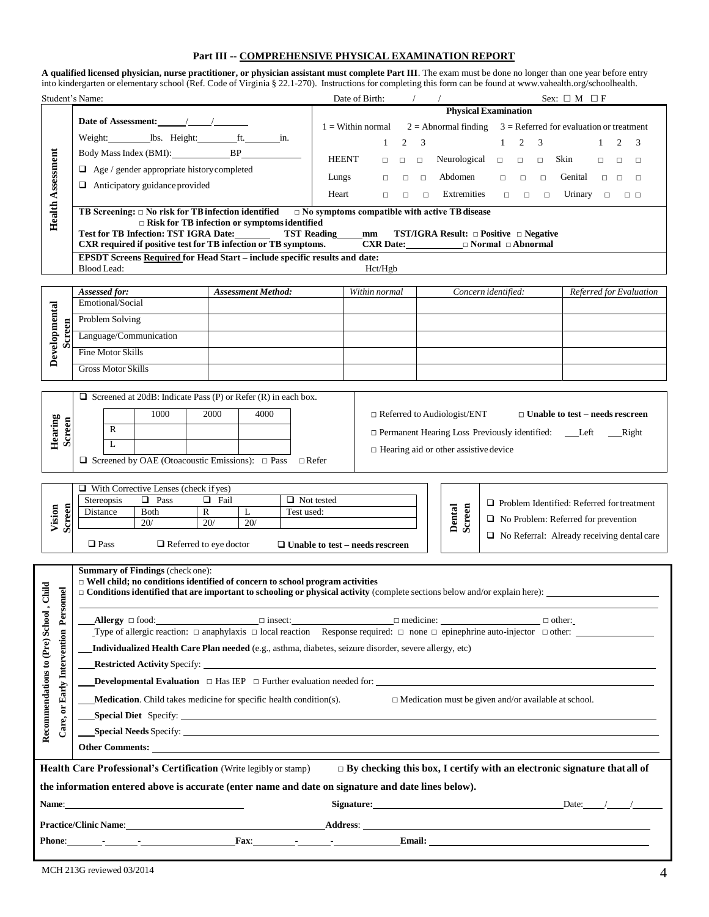## Part III -- COMPREHENSIVE PHYSICAL EXAMINATION REPORT

**A qualified licensed physician, nurse practitioner, or physician assistant must complete Part III**. The exam must be done no longer than one year before entry into kindergarten or elementary school (Ref. Code of Virginia § 22.1-270). Instructions for completing this form can be found at www.vahealth.org/schoolhealth.

Student's Name: Date of Birth: / / Sex: ☐ M ☐ F

### Health Assessment

**Date of Assessment:** \_\_\_\_/\_\_\_\_/\_\_\_\_

Weight: \_\_\_\_ lbs. Height: \_\_\_\_ ft. \_\_\_\_ in.

Body Mass Index (BMI): \_\_\_\_ BP \_\_\_\_

☐ Age / gender appropriate history completed

☐ Anticipatory guidance provided

**Physical Examination**

1 = Within normal 2 = Abnormal finding 3 = Referred for evaluation or treatment

| | 1 | 2 | 3 | | 1 | 2 | 3 | | 1 | 2 | 3 |
|---|---|---|---|---|---|---|---|---|---|---|---|
| HEENT | □ | □ | □ | Neurological | □ | □ | □ | Skin | □ | □ | □ |
| Lungs | □ | □ | □ | Abdomen | □ | □ | □ | Genital | □ | □ | □ |
| Heart | □ | □ | □ | Extremities | □ | □ | □ | Urinary | □ | □ | □ |

**TB Screening: □ No risk for TB infection identified □ No symptoms compatible with active TB disease**
**□ Risk for TB infection or symptoms identified**
**Test for TB Infection: TST IGRA Date:\_\_\_\_ TST Reading \_\_\_\_ mm TST/IGRA Result: □ Positive □ Negative**
**CXR required if positive test for TB infection or TB symptoms. CXR Date:\_\_\_\_ □ Normal □ Abnormal**

**EPSDT Screens Required for Head Start – include specific results and date:**
Blood Lead: Hct/Hgb

### Developmental Screen

| *Assessed for:* | *Assessment Method:* | *Within normal* | *Concern identified:* | *Referred for Evaluation* |
|---|---|---|---|---|
| Emotional/Social | | | | |
| Problem Solving | | | | |
| Language/Communication | | | | |
| Fine Motor Skills | | | | |
| Gross Motor Skills | | | | |

### Hearing Screen

☐ Screened at 20dB: Indicate Pass (P) or Refer (R) in each box.

| | 1000 | 2000 | 4000 |
|---|---|---|---|
| R | | | |
| L | | | |

☐ Screened by OAE (Otoacoustic Emissions): □ Pass □ Refer

□ Referred to Audiologist/ENT **□ Unable to test – needs rescreen**

□ Permanent Hearing Loss Previously identified: \_\_\_Left \_\_\_Right

□ Hearing aid or other assistive device

### Vision Screen

☐ With Corrective Lenses (check if yes)

| Stereopsis | ☐ Pass | ☐ Fail | | ☐ Not tested |
|---|---|---|---|---|
| Distance | Both | R | L | Test used: |
| | 20/ | 20/ | 20/ | |

☐ Pass ☐ Referred to eye doctor **☐ Unable to test – needs rescreen**

### Dental Screen

☐ Problem Identified: Referred for treatment

☐ No Problem: Referred for prevention

☐ No Referral: Already receiving dental care

### Recommendations to (Pre) School, Child Care, or Early Intervention Personnel

**Summary of Findings** (check one):

**□ Well child; no conditions identified of concern to school program activities**

**□ Conditions identified that are important to schooling or physical activity** (complete sections below and/or explain here):

\_\_\_**Allergy** □ food: \_\_\_\_ □ insect: \_\_\_\_ □ medicine: \_\_\_\_ □ other:
Type of allergic reaction: □ anaphylaxis □ local reaction Response required: □ none □ epinephrine auto-injector □ other:

\_\_\_**Individualized Health Care Plan needed** (e.g., asthma, diabetes, seizure disorder, severe allergy, etc)

\_\_\_**Restricted Activity** Specify:

\_\_\_**Developmental Evaluation** □ Has IEP □ Further evaluation needed for:

\_\_\_**Medication**. Child takes medicine for specific health condition(s). □ Medication must be given and/or available at school.

\_\_\_**Special Diet** Specify:

\_\_\_**Special Needs** Specify:

**Other Comments:**

**Health Care Professional's Certification** (Write legibly or stamp) **□ By checking this box, I certify with an electronic signature that all of the information entered above is accurate (enter name and date on signature and date lines below).**

**Name**: **Signature:** Date: / /

**Practice/Clinic Name**: **Address**:

**Phone**: - - **Fax**: - - **Email:**

MCH 213G reviewed 03/2014